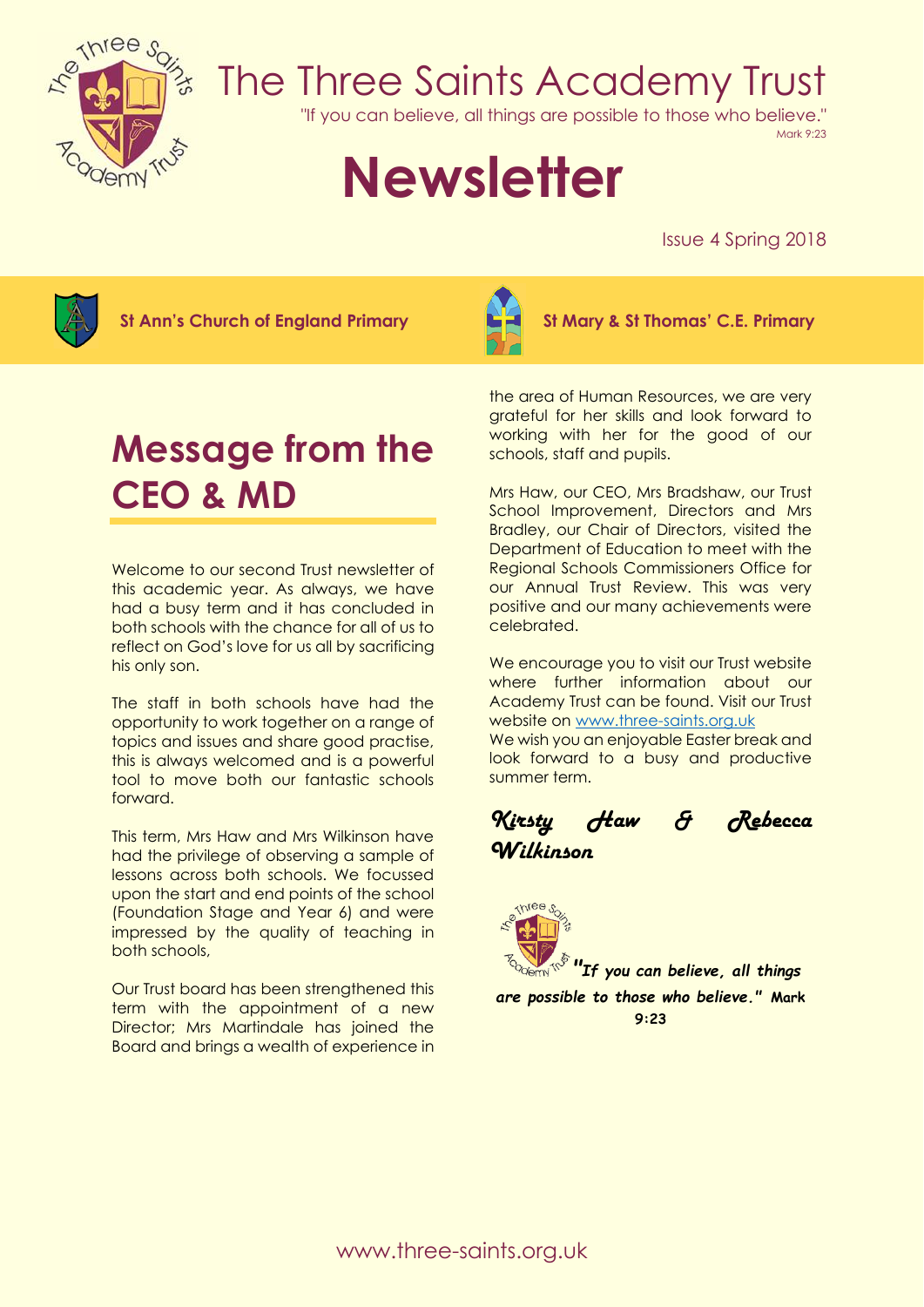# The Three Saints Academy Trust

"If you can believe, all things are possible to those who believe."
Mark 9:23

# Newsletter

Issue 4 Spring 2018

**St Ann's Church of England Primary** | **St Mary & St Thomas' C.E. Primary**

## Message from the CEO & MD

Welcome to our second Trust newsletter of this academic year. As always, we have had a busy term and it has concluded in both schools with the chance for all of us to reflect on God's love for us all by sacrificing his only son.

The staff in both schools have had the opportunity to work together on a range of topics and issues and share good practise, this is always welcomed and is a powerful tool to move both our fantastic schools forward.

This term, Mrs Haw and Mrs Wilkinson have had the privilege of observing a sample of lessons across both schools. We focussed upon the start and end points of the school (Foundation Stage and Year 6) and were impressed by the quality of teaching in both schools,

Our Trust board has been strengthened this term with the appointment of a new Director; Mrs Martindale has joined the Board and brings a wealth of experience in the area of Human Resources, we are very grateful for her skills and look forward to working with her for the good of our schools, staff and pupils.

Mrs Haw, our CEO, Mrs Bradshaw, our Trust School Improvement, Directors and Mrs Bradley, our Chair of Directors, visited the Department of Education to meet with the Regional Schools Commissioners Office for our Annual Trust Review. This was very positive and our many achievements were celebrated.

We encourage you to visit our Trust website where further information about our Academy Trust can be found. Visit our Trust website on [www.three-saints.org.uk](http://www.three-saints.org.uk)
We wish you an enjoyable Easter break and look forward to a busy and productive summer term.

*Kirsty Haw & Rebecca Wilkinson*

***"If you can believe, all things are possible to those who believe."* Mark 9:23**

www.three-saints.org.uk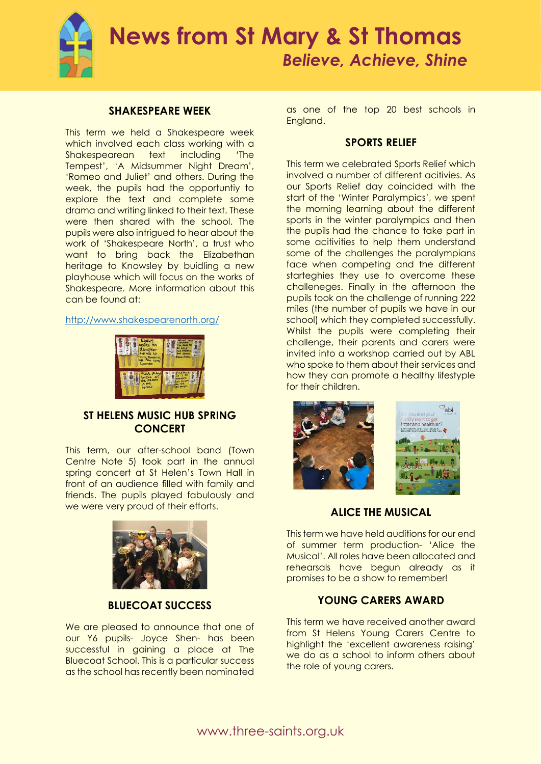# News from St Mary & St Thomas

*Believe, Achieve, Shine*

## SHAKESPEARE WEEK

This term we held a Shakespeare week which involved each class working with a Shakespearean text including 'The Tempest', 'A Midsummer Night Dream', 'Romeo and Juliet' and others. During the week, the pupils had the opportuntiy to explore the text and complete some drama and writing linked to their text. These were then shared with the school. The pupils were also intrigued to hear about the work of 'Shakespeare North', a trust who want to bring back the Elizabethan heritage to Knowsley by buidling a new playhouse which will focus on the works of Shakespeare. More information about this can be found at:

http://www.shakespearenorth.org/

## ST HELENS MUSIC HUB SPRING CONCERT

This term, our after-school band (Town Centre Note 5) took part in the annual spring concert at St Helen's Town Hall in front of an audience filled with family and friends. The pupils played fabulously and we were very proud of their efforts.

## BLUECOAT SUCCESS

We are pleased to announce that one of our Y6 pupils- Joyce Shen- has been successful in gaining a place at The Bluecoat School. This is a particular success as the school has recently been nominated as one of the top 20 best schools in England.

## SPORTS RELIEF

This term we celebrated Sports Relief which involved a number of different acitivies. As our Sports Relief day coincided with the start of the 'Winter Paralympics', we spent the morning learning about the different sports in the winter paralympics and then the pupils had the chance to take part in some acitivities to help them understand some of the challenges the paralympians face when competing and the different starteghies they use to overcome these challeneges. Finally in the afternoon the pupils took on the challenge of running 222 miles (the number of pupils we have in our school) which they completed successfully. Whilst the pupils were completing their challenge, their parents and carers were invited into a workshop carried out by ABL who spoke to them about their services and how they can promote a healthy lifestyple for their children.

## ALICE THE MUSICAL

This term we have held auditions for our end of summer term production- 'Alice the Musical'. All roles have been allocated and rehearsals have begun already as it promises to be a show to remember!

## YOUNG CARERS AWARD

This term we have received another award from St Helens Young Carers Centre to highlight the 'excellent awareness raising' we do as a school to inform others about the role of young carers.

www.three-saints.org.uk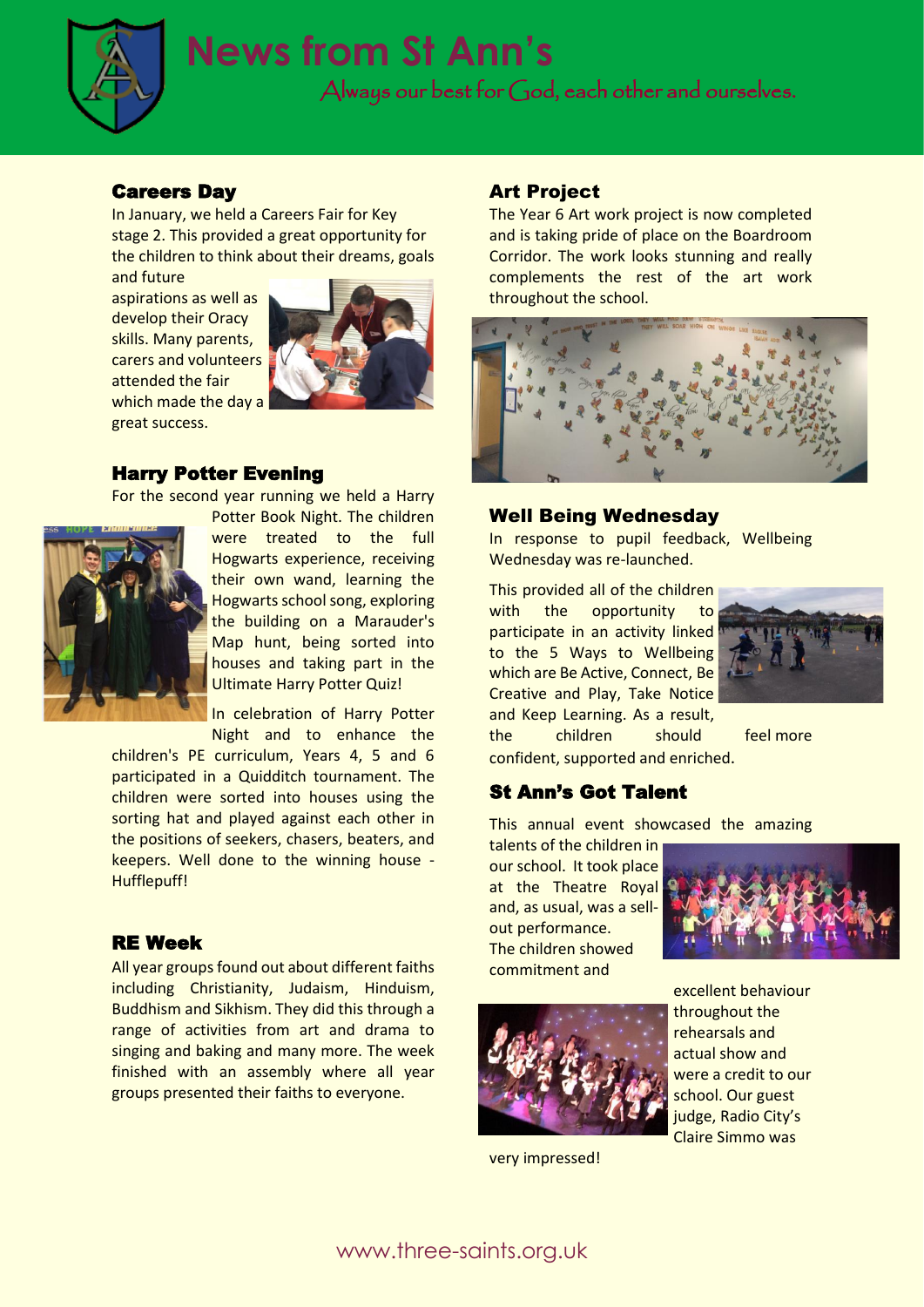# News from St Ann's

*Always our best for God, each other and ourselves.*

## Careers Day

In January, we held a Careers Fair for Key stage 2. This provided a great opportunity for the children to think about their dreams, goals and future aspirations as well as develop their Oracy skills. Many parents, carers and volunteers attended the fair which made the day a great success.

## Harry Potter Evening

For the second year running we held a Harry Potter Book Night. The children were treated to the full Hogwarts experience, receiving their own wand, learning the Hogwarts school song, exploring the building on a Marauder's Map hunt, being sorted into houses and taking part in the Ultimate Harry Potter Quiz!

In celebration of Harry Potter Night and to enhance the children's PE curriculum, Years 4, 5 and 6 participated in a Quidditch tournament. The children were sorted into houses using the sorting hat and played against each other in the positions of seekers, chasers, beaters, and keepers. Well done to the winning house - Hufflepuff!

## RE Week

All year groups found out about different faiths including Christianity, Judaism, Hinduism, Buddhism and Sikhism. They did this through a range of activities from art and drama to singing and baking and many more. The week finished with an assembly where all year groups presented their faiths to everyone.

## Art Project

The Year 6 Art work project is now completed and is taking pride of place on the Boardroom Corridor. The work looks stunning and really complements the rest of the art work throughout the school.

## Well Being Wednesday

In response to pupil feedback, Wellbeing Wednesday was re-launched.

This provided all of the children with the opportunity to participate in an activity linked to the 5 Ways to Wellbeing which are Be Active, Connect, Be Creative and Play, Take Notice and Keep Learning. As a result, the children should feel more confident, supported and enriched.

## St Ann's Got Talent

This annual event showcased the amazing talents of the children in our school. It took place at the Theatre Royal and, as usual, was a sell-out performance. The children showed commitment and excellent behaviour throughout the rehearsals and actual show and were a credit to our school. Our guest judge, Radio City's Claire Simmo was very impressed!

www.three-saints.org.uk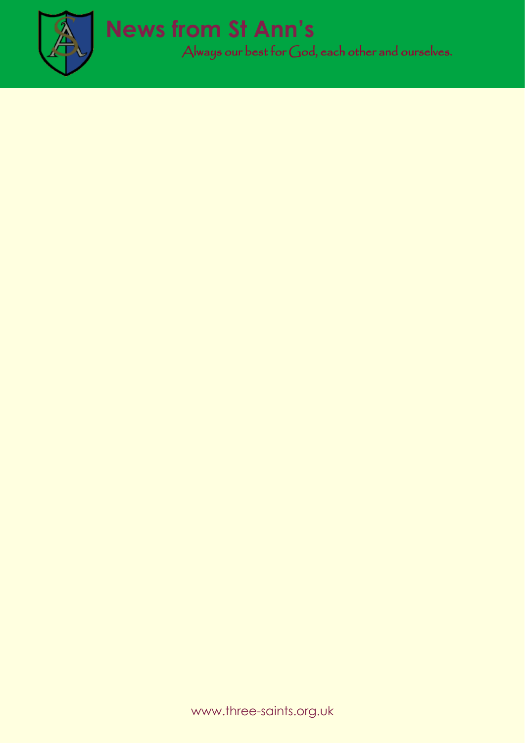# News from St Ann's

Always our best for God, each other and ourselves.

www.three-saints.org.uk